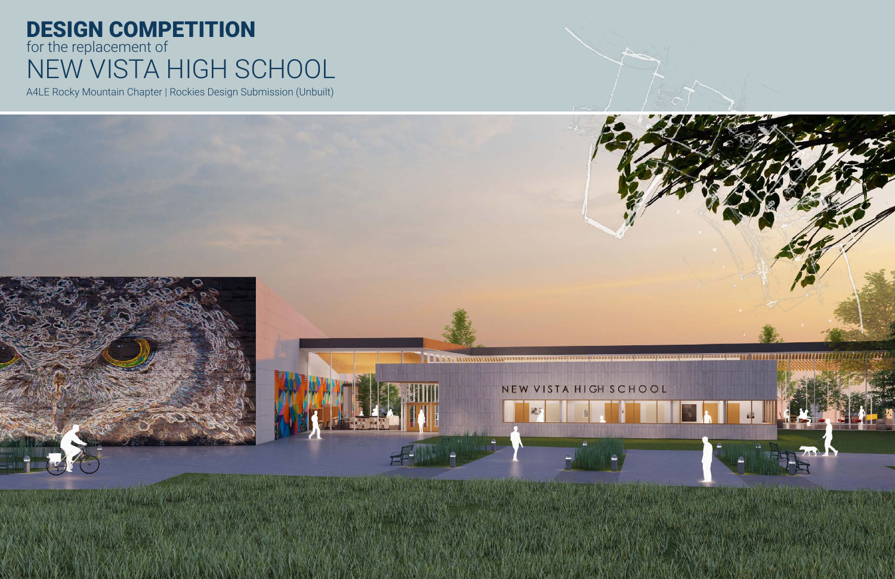# DESIGN COMPETITION

for the replacement of

## NEW VISTA HIGH SCHOOL

A4LE Rocky Mountain Chapter | Rockies Design Submission (Unbuilt)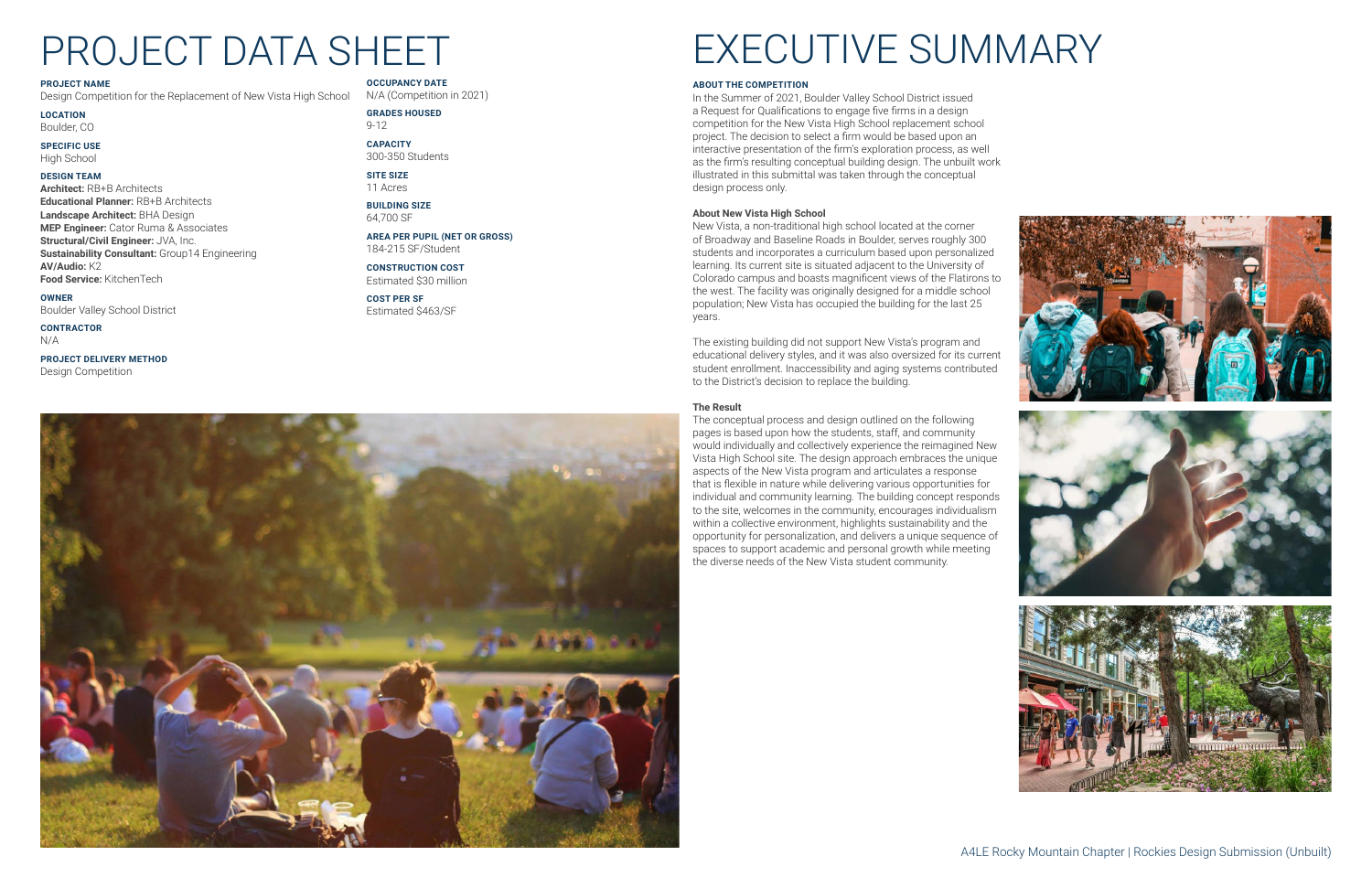# PROJECT DATA SHEET

**PROJECT NAME**
Design Competition for the Replacement of New Vista High School

**LOCATION**
Boulder, CO

**SPECIFIC USE**
High School

**DESIGN TEAM**
**Architect:** RB+B Architects
**Educational Planner:** RB+B Architects
**Landscape Architect:** BHA Design
**MEP Engineer:** Cator Ruma & Associates
**Structural/Civil Engineer:** JVA, Inc.
**Sustainability Consultant:** Group14 Engineering
**AV/Audio:** K2
**Food Service:** KitchenTech

**OWNER**
Boulder Valley School District

**CONTRACTOR**
N/A

**PROJECT DELIVERY METHOD**
Design Competition

**OCCUPANCY DATE**
N/A (Competition in 2021)

**GRADES HOUSED**
9-12

**CAPACITY**
300-350 Students

**SITE SIZE**
11 Acres

**BUILDING SIZE**
64,700 SF

**AREA PER PUPIL (NET OR GROSS)**
184-215 SF/Student

**CONSTRUCTION COST**
Estimated $30 million

**COST PER SF**
Estimated $463/SF

# EXECUTIVE SUMMARY

**ABOUT THE COMPETITION**

In the Summer of 2021, Boulder Valley School District issued a Request for Qualifications to engage five firms in a design competition for the New Vista High School replacement school project. The decision to select a firm would be based upon an interactive presentation of the firm's exploration process, as well as the firm's resulting conceptual building design. The unbuilt work illustrated in this submittal was taken through the conceptual design process only.

**About New Vista High School**

New Vista, a non-traditional high school located at the corner of Broadway and Baseline Roads in Boulder, serves roughly 300 students and incorporates a curriculum based upon personalized learning. Its current site is situated adjacent to the University of Colorado campus and boasts magnificent views of the Flatirons to the west. The facility was originally designed for a middle school population; New Vista has occupied the building for the last 25 years.

The existing building did not support New Vista's program and educational delivery styles, and it was also oversized for its current student enrollment. Inaccessibility and aging systems contributed to the District's decision to replace the building.

**The Result**

The conceptual process and design outlined on the following pages is based upon how the students, staff, and community would individually and collectively experience the reimagined New Vista High School site. The design approach embraces the unique aspects of the New Vista program and articulates a response that is flexible in nature while delivering various opportunities for individual and community learning. The building concept responds to the site, welcomes in the community, encourages individualism within a collective environment, highlights sustainability and the opportunity for personalization, and delivers a unique sequence of spaces to support academic and personal growth while meeting the diverse needs of the New Vista student community.